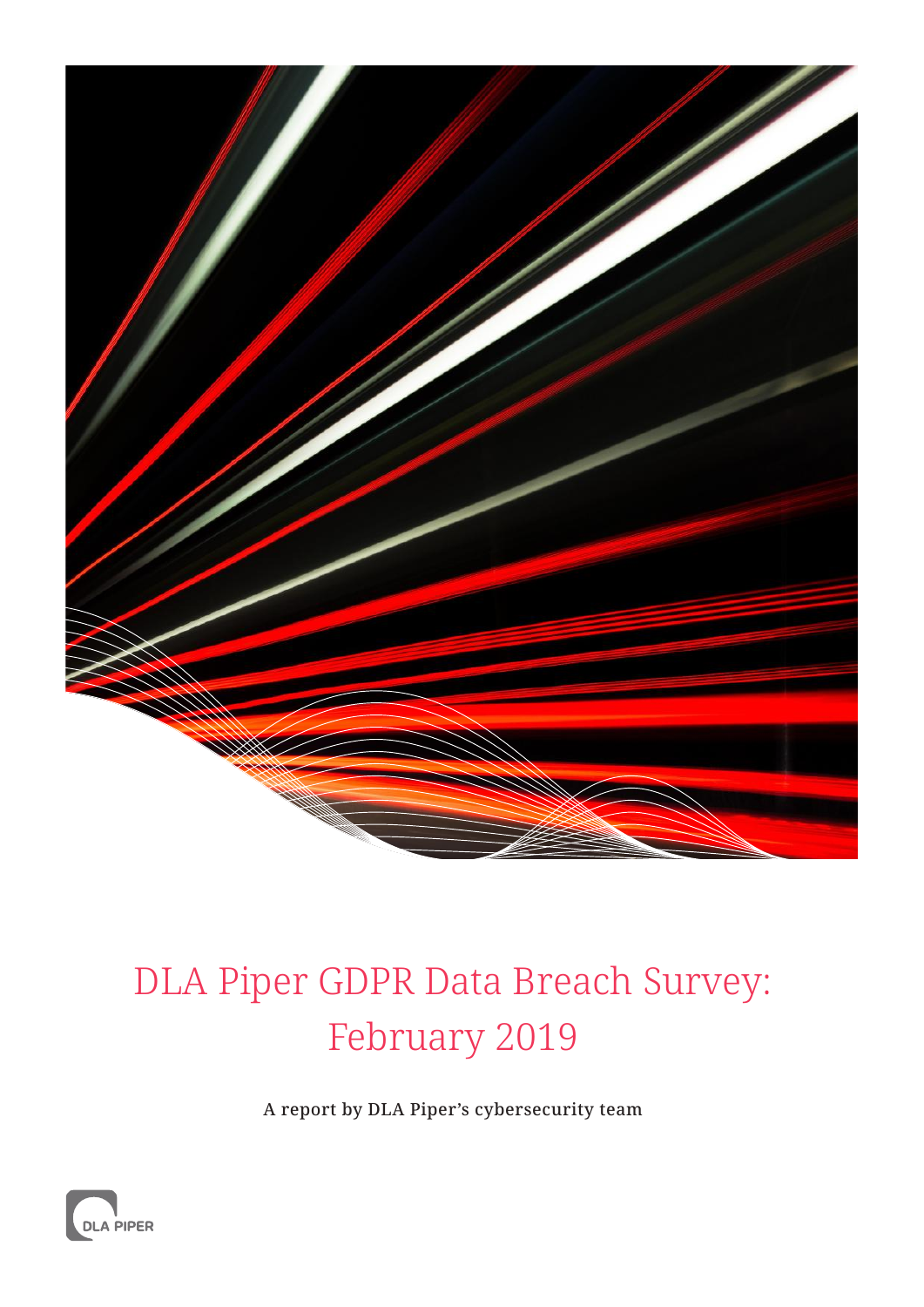# DLA Piper GDPR Data Breach Survey: February 2019

A report by DLA Piper's cybersecurity team

DLA PIPER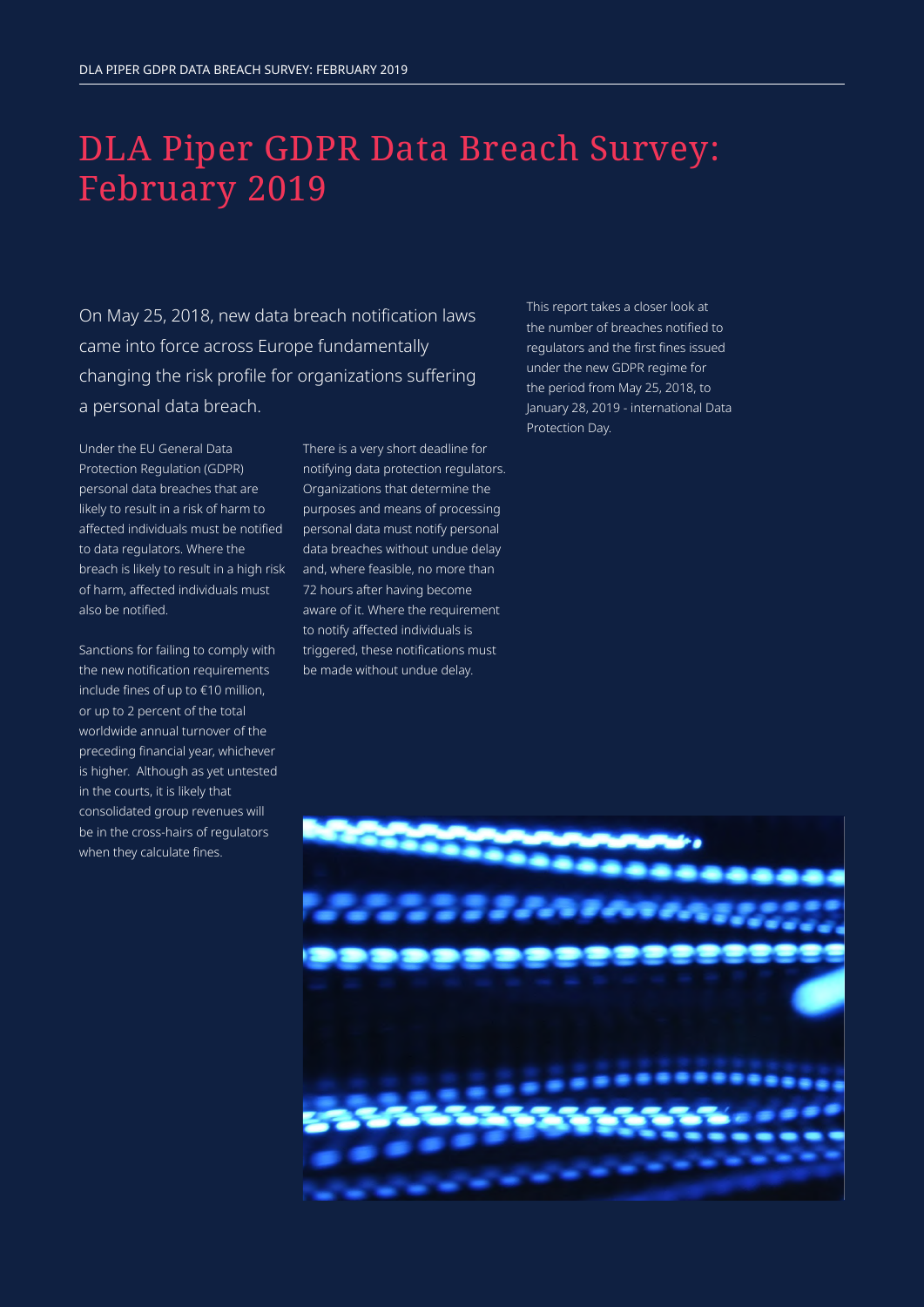# DLA Piper GDPR Data Breach Survey: February 2019

On May 25, 2018, new data breach notification laws came into force across Europe fundamentally changing the risk profile for organizations suffering a personal data breach.

Under the EU General Data Protection Regulation (GDPR) personal data breaches that are likely to result in a risk of harm to affected individuals must be notified to data regulators. Where the breach is likely to result in a high risk of harm, affected individuals must also be notified.

Sanctions for failing to comply with the new notification requirements include fines of up to €10 million, or up to 2 percent of the total worldwide annual turnover of the preceding financial year, whichever is higher. Although as yet untested in the courts, it is likely that consolidated group revenues will be in the cross-hairs of regulators when they calculate fines.

There is a very short deadline for notifying data protection regulators. Organizations that determine the purposes and means of processing personal data must notify personal data breaches without undue delay and, where feasible, no more than 72 hours after having become aware of it. Where the requirement to notify affected individuals is triggered, these notifications must be made without undue delay.

This report takes a closer look at the number of breaches notified to regulators and the first fines issued under the new GDPR regime for the period from May 25, 2018, to January 28, 2019 - international Data Protection Day.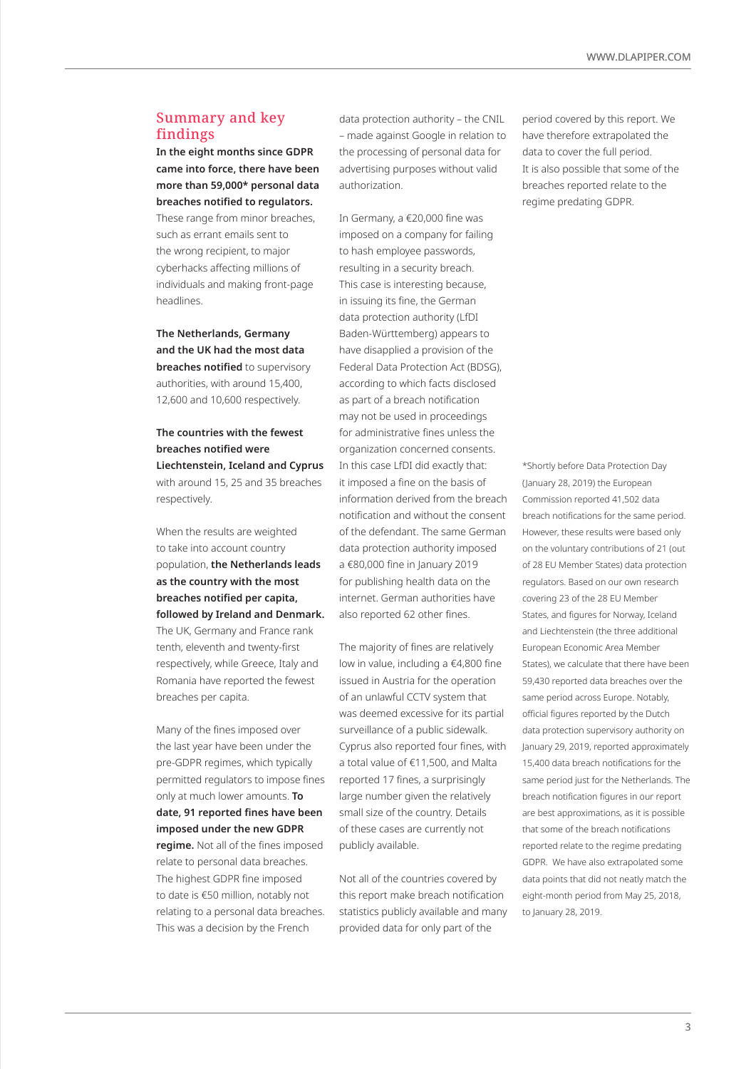## Summary and key findings

**In the eight months since GDPR came into force, there have been more than 59,000\* personal data breaches notified to regulators.** These range from minor breaches, such as errant emails sent to the wrong recipient, to major cyberhacks affecting millions of individuals and making front-page headlines.

**The Netherlands, Germany and the UK had the most data breaches notified** to supervisory authorities, with around 15,400, 12,600 and 10,600 respectively.

**The countries with the fewest breaches notified were Liechtenstein, Iceland and Cyprus** with around 15, 25 and 35 breaches respectively.

When the results are weighted to take into account country population, **the Netherlands leads as the country with the most breaches notified per capita, followed by Ireland and Denmark.** The UK, Germany and France rank tenth, eleventh and twenty-first respectively, while Greece, Italy and Romania have reported the fewest breaches per capita.

Many of the fines imposed over the last year have been under the pre-GDPR regimes, which typically permitted regulators to impose fines only at much lower amounts. **To date, 91 reported fines have been imposed under the new GDPR regime.** Not all of the fines imposed relate to personal data breaches. The highest GDPR fine imposed to date is €50 million, notably not relating to a personal data breaches. This was a decision by the French data protection authority – the CNIL – made against Google in relation to the processing of personal data for advertising purposes without valid authorization.

In Germany, a €20,000 fine was imposed on a company for failing to hash employee passwords, resulting in a security breach. This case is interesting because, in issuing its fine, the German data protection authority (LfDI Baden-Württemberg) appears to have disapplied a provision of the Federal Data Protection Act (BDSG), according to which facts disclosed as part of a breach notification may not be used in proceedings for administrative fines unless the organization concerned consents. In this case LfDI did exactly that: it imposed a fine on the basis of information derived from the breach notification and without the consent of the defendant. The same German data protection authority imposed a €80,000 fine in January 2019 for publishing health data on the internet. German authorities have also reported 62 other fines.

The majority of fines are relatively low in value, including a €4,800 fine issued in Austria for the operation of an unlawful CCTV system that was deemed excessive for its partial surveillance of a public sidewalk. Cyprus also reported four fines, with a total value of €11,500, and Malta reported 17 fines, a surprisingly large number given the relatively small size of the country. Details of these cases are currently not publicly available.

Not all of the countries covered by this report make breach notification statistics publicly available and many provided data for only part of the period covered by this report. We have therefore extrapolated the data to cover the full period. It is also possible that some of the breaches reported relate to the regime predating GDPR.

\*Shortly before Data Protection Day (January 28, 2019) the European Commission reported 41,502 data breach notifications for the same period. However, these results were based only on the voluntary contributions of 21 (out of 28 EU Member States) data protection regulators. Based on our own research covering 23 of the 28 EU Member States, and figures for Norway, Iceland and Liechtenstein (the three additional European Economic Area Member States), we calculate that there have been 59,430 reported data breaches over the same period across Europe. Notably, official figures reported by the Dutch data protection supervisory authority on January 29, 2019, reported approximately 15,400 data breach notifications for the same period just for the Netherlands. The breach notification figures in our report are best approximations, as it is possible that some of the breach notifications reported relate to the regime predating GDPR. We have also extrapolated some data points that did not neatly match the eight-month period from May 25, 2018, to January 28, 2019.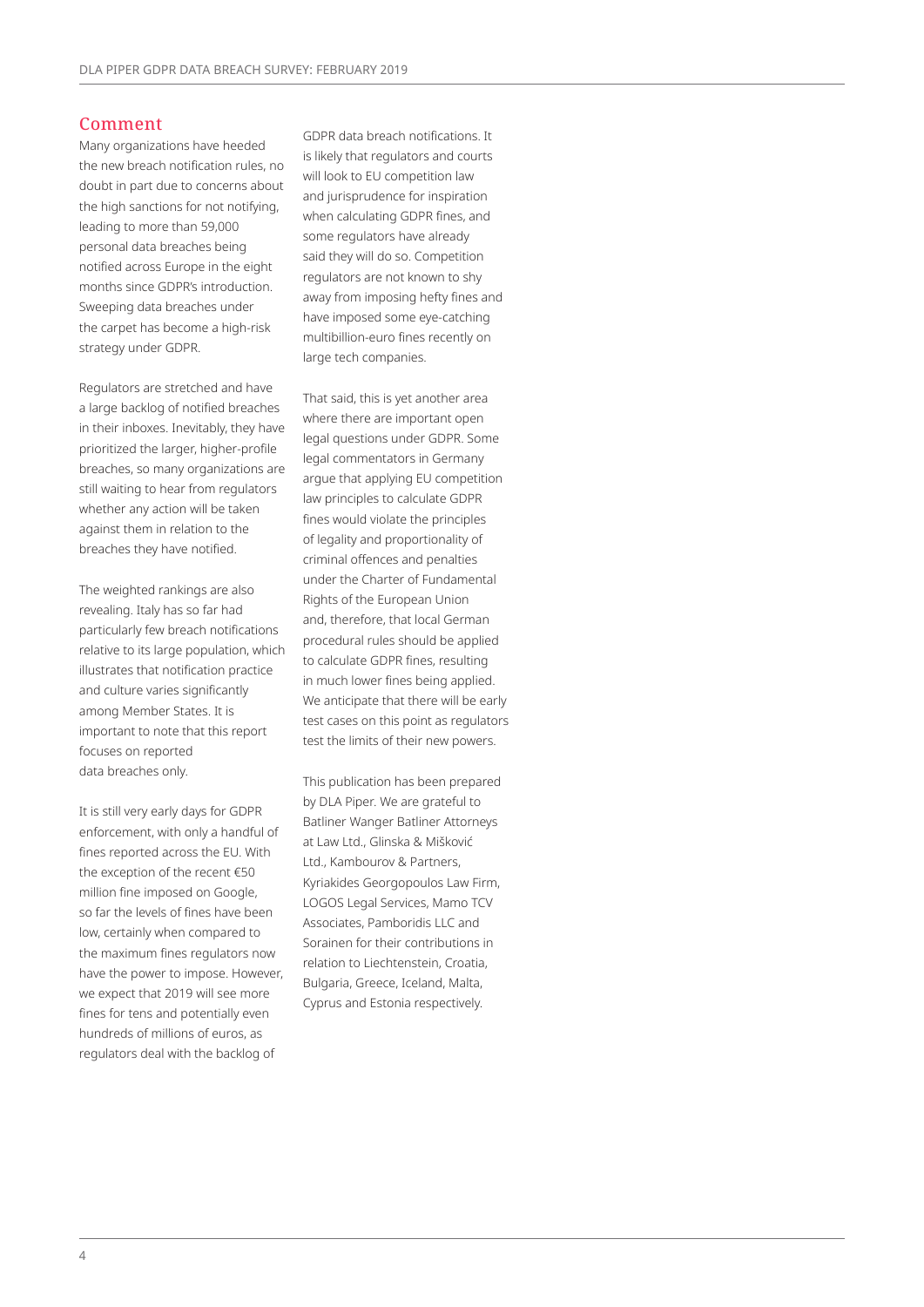## Comment

Many organizations have heeded the new breach notification rules, no doubt in part due to concerns about the high sanctions for not notifying, leading to more than 59,000 personal data breaches being notified across Europe in the eight months since GDPR's introduction. Sweeping data breaches under the carpet has become a high-risk strategy under GDPR.

Regulators are stretched and have a large backlog of notified breaches in their inboxes. Inevitably, they have prioritized the larger, higher-profile breaches, so many organizations are still waiting to hear from regulators whether any action will be taken against them in relation to the breaches they have notified.

The weighted rankings are also revealing. Italy has so far had particularly few breach notifications relative to its large population, which illustrates that notification practice and culture varies significantly among Member States. It is important to note that this report focuses on reported data breaches only.

It is still very early days for GDPR enforcement, with only a handful of fines reported across the EU. With the exception of the recent €50 million fine imposed on Google, so far the levels of fines have been low, certainly when compared to the maximum fines regulators now have the power to impose. However, we expect that 2019 will see more fines for tens and potentially even hundreds of millions of euros, as regulators deal with the backlog of GDPR data breach notifications. It is likely that regulators and courts will look to EU competition law and jurisprudence for inspiration when calculating GDPR fines, and some regulators have already said they will do so. Competition regulators are not known to shy away from imposing hefty fines and have imposed some eye-catching multibillion-euro fines recently on large tech companies.

That said, this is yet another area where there are important open legal questions under GDPR. Some legal commentators in Germany argue that applying EU competition law principles to calculate GDPR fines would violate the principles of legality and proportionality of criminal offences and penalties under the Charter of Fundamental Rights of the European Union and, therefore, that local German procedural rules should be applied to calculate GDPR fines, resulting in much lower fines being applied. We anticipate that there will be early test cases on this point as regulators test the limits of their new powers.

This publication has been prepared by DLA Piper. We are grateful to Batliner Wanger Batliner Attorneys at Law Ltd., Glinska & Mišković Ltd., Kambourov & Partners, Kyriakides Georgopoulos Law Firm, LOGOS Legal Services, Mamo TCV Associates, Pamboridis LLC and Sorainen for their contributions in relation to Liechtenstein, Croatia, Bulgaria, Greece, Iceland, Malta, Cyprus and Estonia respectively.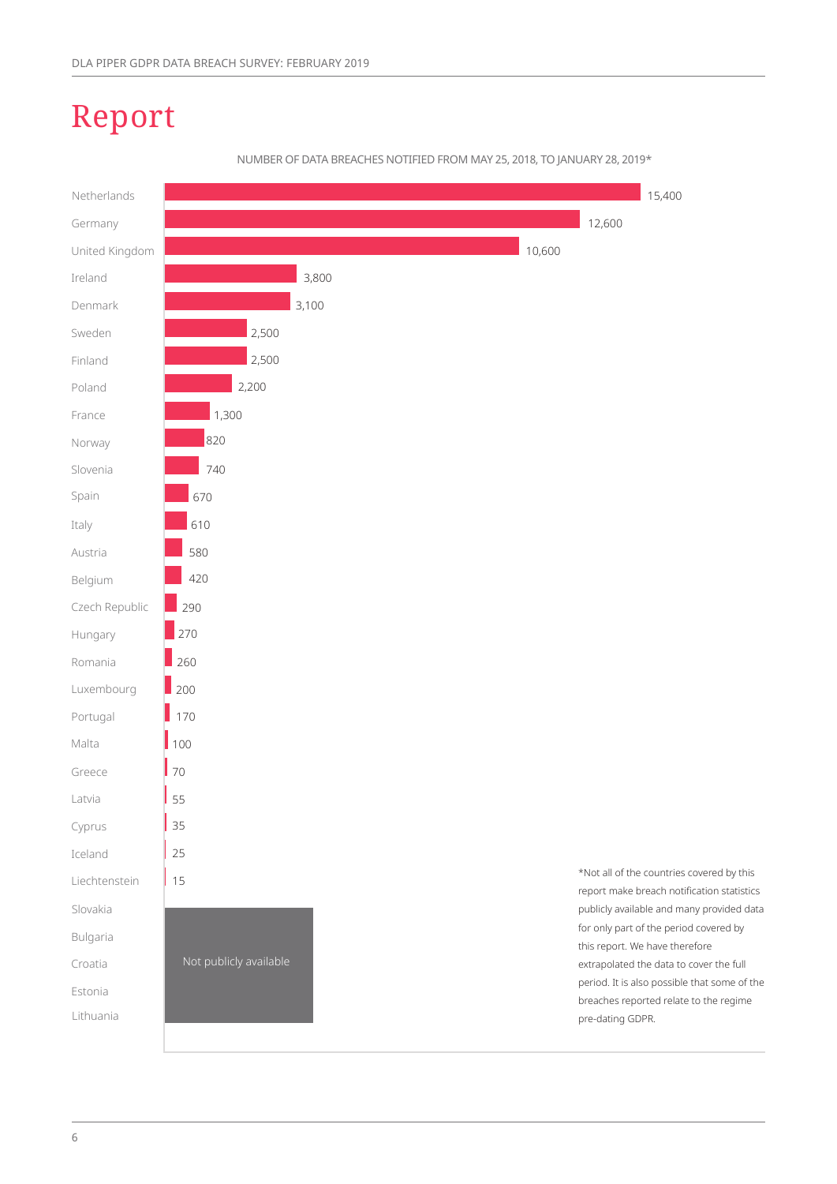# Report

NUMBER OF DATA BREACHES NOTIFIED FROM MAY 25, 2018, TO JANUARY 28, 2019*

| Country | Number of data breaches |
| --- | --- |
| Netherlands | 15,400 |
| Germany | 12,600 |
| United Kingdom | 10,600 |
| Ireland | 3,800 |
| Denmark | 3,100 |
| Sweden | 2,500 |
| Finland | 2,500 |
| Poland | 2,200 |
| France | 1,300 |
| Norway | 820 |
| Slovenia | 740 |
| Spain | 670 |
| Italy | 610 |
| Austria | 580 |
| Belgium | 420 |
| Czech Republic | 290 |
| Hungary | 270 |
| Romania | 260 |
| Luxembourg | 200 |
| Portugal | 170 |
| Malta | 100 |
| Greece | 70 |
| Latvia | 55 |
| Cyprus | 35 |
| Iceland | 25 |
| Liechtenstein | 15 |
| Slovakia | Not publicly available |
| Bulgaria | Not publicly available |
| Croatia | Not publicly available |
| Estonia | Not publicly available |
| Lithuania | Not publicly available |

*Not all of the countries covered by this report make breach notification statistics publicly available and many provided data for only part of the period covered by this report. We have therefore extrapolated the data to cover the full period. It is also possible that some of the breaches reported relate to the regime pre-dating GDPR.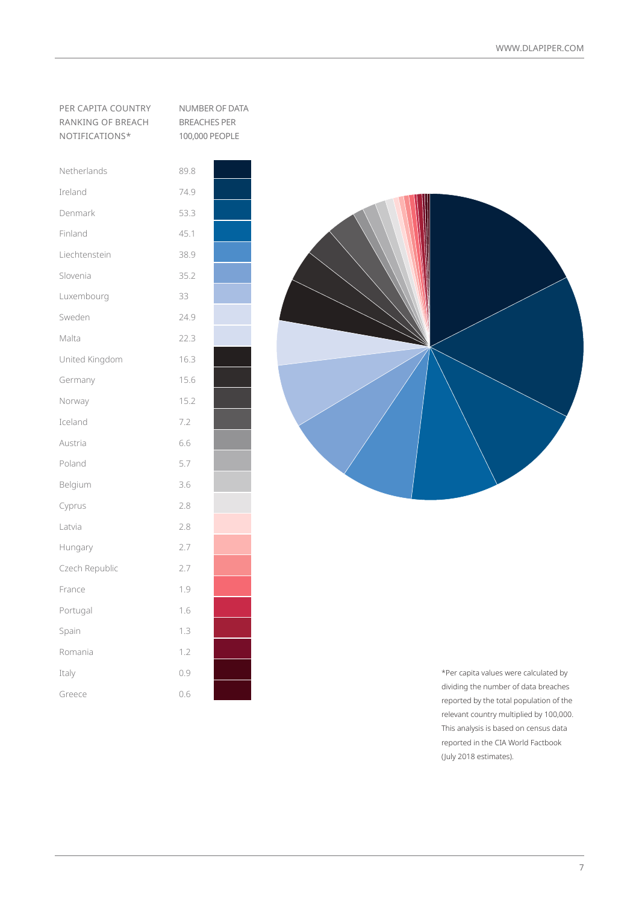| PER CAPITA COUNTRY RANKING OF BREACH NOTIFICATIONS* | NUMBER OF DATA BREACHES PER 100,000 PEOPLE |
|---|---|
| Netherlands | 89.8 |
| Ireland | 74.9 |
| Denmark | 53.3 |
| Finland | 45.1 |
| Liechtenstein | 38.9 |
| Slovenia | 35.2 |
| Luxembourg | 33 |
| Sweden | 24.9 |
| Malta | 22.3 |
| United Kingdom | 16.3 |
| Germany | 15.6 |
| Norway | 15.2 |
| Iceland | 7.2 |
| Austria | 6.6 |
| Poland | 5.7 |
| Belgium | 3.6 |
| Cyprus | 2.8 |
| Latvia | 2.8 |
| Hungary | 2.7 |
| Czech Republic | 2.7 |
| France | 1.9 |
| Portugal | 1.6 |
| Spain | 1.3 |
| Romania | 1.2 |
| Italy | 0.9 |
| Greece | 0.6 |

*Per capita values were calculated by dividing the number of data breaches reported by the total population of the relevant country multiplied by 100,000. This analysis is based on census data reported in the CIA World Factbook (July 2018 estimates).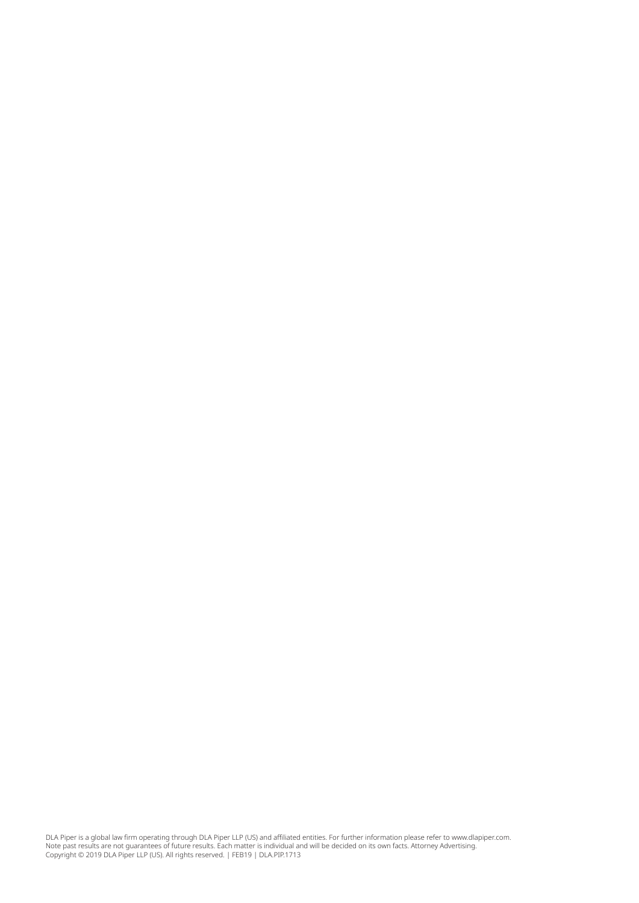DLA Piper is a global law firm operating through DLA Piper LLP (US) and affiliated entities. For further information please refer to www.dlapiper.com.
Note past results are not guarantees of future results. Each matter is individual and will be decided on its own facts. Attorney Advertising.
Copyright © 2019 DLA Piper LLP (US). All rights reserved. | FEB19 | DLA.PIP.1713